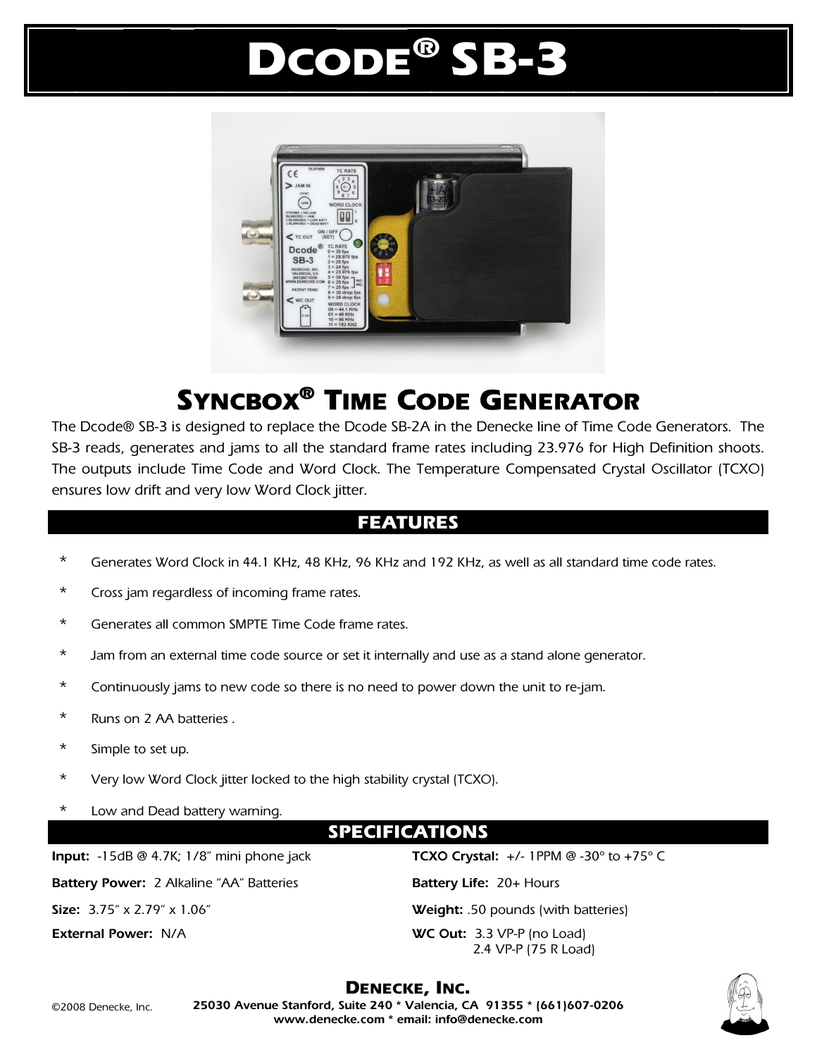# Dcode® SB-3

## Syncbox® Time Code Generator

The Dcode® SB-3 is designed to replace the Dcode SB-2A in the Denecke line of Time Code Generators. The SB-3 reads, generates and jams to all the standard frame rates including 23.976 for High Definition shoots. The outputs include Time Code and Word Clock. The Temperature Compensated Crystal Oscillator (TCXO) ensures low drift and very low Word Clock jitter.

## FEATURES

* Generates Word Clock in 44.1 KHz, 48 KHz, 96 KHz and 192 KHz, as well as all standard time code rates.
* Cross jam regardless of incoming frame rates.
* Generates all common SMPTE Time Code frame rates.
* Jam from an external time code source or set it internally and use as a stand alone generator.
* Continuously jams to new code so there is no need to power down the unit to re-jam.
* Runs on 2 AA batteries .
* Simple to set up.
* Very low Word Clock jitter locked to the high stability crystal (TCXO).
* Low and Dead battery warning.

## SPECIFICATIONS

**Input:** -15dB @ 4.7K; 1/8" mini phone jack

**Battery Power:** 2 Alkaline "AA" Batteries

**Size:** 3.75" x 2.79" x 1.06"

**External Power:** N/A

**TCXO Crystal:** +/- 1PPM @ -30° to +75° C

**Battery Life:** 20+ Hours

**Weight:** .50 pounds (with batteries)

**WC Out:** 3.3 VP-P (no Load)
2.4 VP-P (75 R Load)

**Denecke, Inc.**
25030 Avenue Stanford, Suite 240 * Valencia, CA 91355 * (661)607-0206
www.denecke.com * email: info@denecke.com

©2008 Denecke, Inc.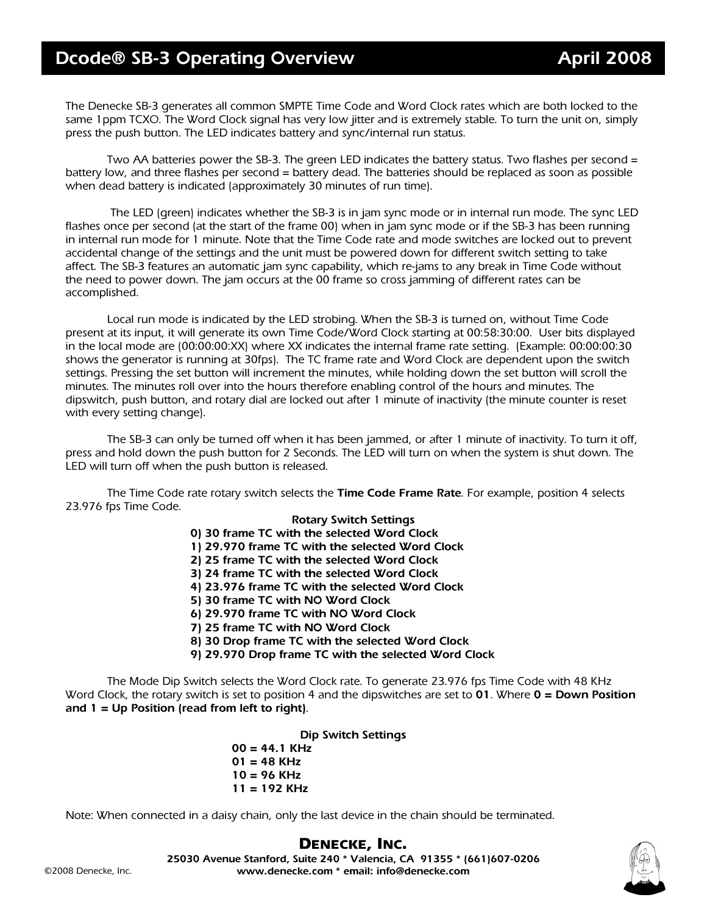# Dcode® SB-3 Operating Overview April 2008

The Denecke SB-3 generates all common SMPTE Time Code and Word Clock rates which are both locked to the same 1ppm TCXO. The Word Clock signal has very low jitter and is extremely stable. To turn the unit on, simply press the push button. The LED indicates battery and sync/internal run status.

Two AA batteries power the SB-3. The green LED indicates the battery status. Two flashes per second = battery low, and three flashes per second = battery dead. The batteries should be replaced as soon as possible when dead battery is indicated (approximately 30 minutes of run time).

The LED (green) indicates whether the SB-3 is in jam sync mode or in internal run mode. The sync LED flashes once per second (at the start of the frame 00) when in jam sync mode or if the SB-3 has been running in internal run mode for 1 minute. Note that the Time Code rate and mode switches are locked out to prevent accidental change of the settings and the unit must be powered down for different switch setting to take affect. The SB-3 features an automatic jam sync capability, which re-jams to any break in Time Code without the need to power down. The jam occurs at the 00 frame so cross jamming of different rates can be accomplished.

Local run mode is indicated by the LED strobing. When the SB-3 is turned on, without Time Code present at its input, it will generate its own Time Code/Word Clock starting at 00:58:30:00. User bits displayed in the local mode are (00:00:00:XX) where XX indicates the internal frame rate setting. (Example: 00:00:00:30 shows the generator is running at 30fps). The TC frame rate and Word Clock are dependent upon the switch settings. Pressing the set button will increment the minutes, while holding down the set button will scroll the minutes. The minutes roll over into the hours therefore enabling control of the hours and minutes. The dipswitch, push button, and rotary dial are locked out after 1 minute of inactivity (the minute counter is reset with every setting change).

The SB-3 can only be turned off when it has been jammed, or after 1 minute of inactivity. To turn it off, press and hold down the push button for 2 Seconds. The LED will turn on when the system is shut down. The LED will turn off when the push button is released.

The Time Code rate rotary switch selects the **Time Code Frame Rate**. For example, position 4 selects 23.976 fps Time Code.

**Rotary Switch Settings**

**0) 30 frame TC with the selected Word Clock**
**1) 29.970 frame TC with the selected Word Clock**
**2) 25 frame TC with the selected Word Clock**
**3) 24 frame TC with the selected Word Clock**
**4) 23.976 frame TC with the selected Word Clock**
**5) 30 frame TC with NO Word Clock**
**6) 29.970 frame TC with NO Word Clock**
**7) 25 frame TC with NO Word Clock**
**8) 30 Drop frame TC with the selected Word Clock**
**9) 29.970 Drop frame TC with the selected Word Clock**

The Mode Dip Switch selects the Word Clock rate. To generate 23.976 fps Time Code with 48 KHz Word Clock, the rotary switch is set to position 4 and the dipswitches are set to **01**. Where **0 = Down Position and 1 = Up Position (read from left to right)**.

**Dip Switch Settings**

**00 = 44.1 KHz**
**01 = 48 KHz**
**10 = 96 KHz**
**11 = 192 KHz**

Note: When connected in a daisy chain, only the last device in the chain should be terminated.

**DENECKE, INC.**
**25030 Avenue Stanford, Suite 240 * Valencia, CA 91355 * (661)607-0206**
**www.denecke.com * email: info@denecke.com**

©2008 Denecke, Inc.